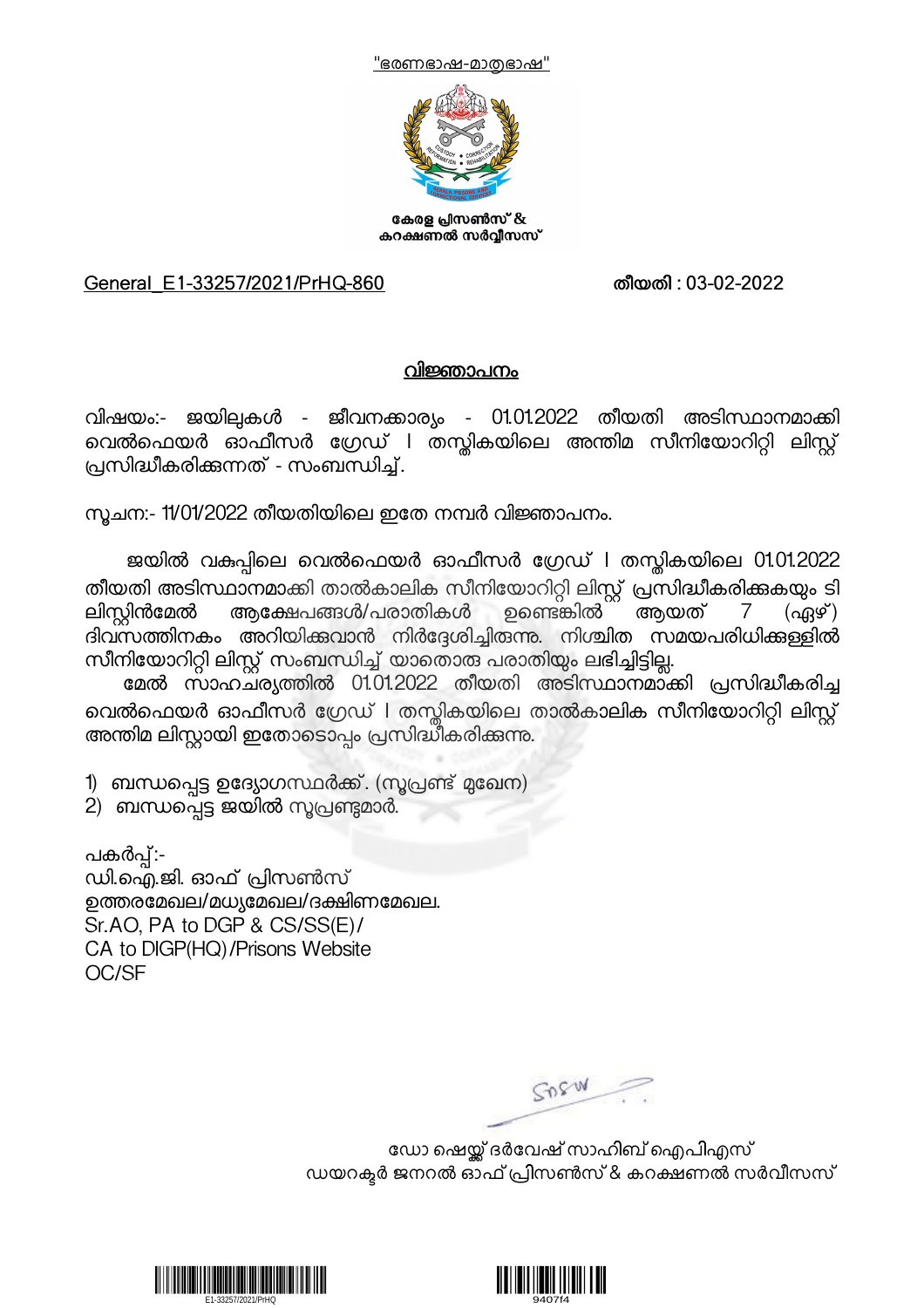"ഭരണഭാഷ-മാതൃഭാഷ"

കേരള പ്രിസൺസ് & കറക്ഷണൽ സർവ്വീസസ്

General_E1-33257/2021/PrHQ-860 തീയതി : 03-02-2022

## വിജ്ഞാപനം

വിഷയം:- ജയിലുകൾ - ജീവനക്കാര്യം - 01.01.2022 തീയതി അടിസ്ഥാനമാക്കി വെൽഫെയർ ഓഫീസർ ഗ്രേഡ് I തസ്തികയിലെ അന്തിമ സീനിയോറിറ്റി ലിസ്റ്റ് പ്രസിദ്ധീകരിക്കുന്നത് - സംബന്ധിച്ച്.

സൂചന:- 11/01/2022 തീയതിയിലെ ഇതേ നമ്പർ വിജ്ഞാപനം.

ജയിൽ വകുപ്പിലെ വെൽഫെയർ ഓഫീസർ ഗ്രേഡ് I തസ്തികയിലെ 01.01.2022 തീയതി അടിസ്ഥാനമാക്കി താൽകാലിക സീനിയോറിറ്റി ലിസ്റ്റ് പ്രസിദ്ധീകരിക്കുകയും ടി ലിസ്റ്റിൻമേൽ ആക്ഷേപങ്ങൾ/പരാതികൾ ഉണ്ടെങ്കിൽ ആയത് 7 (ഏഴ്) ദിവസത്തിനകം അറിയിക്കുവാൻ നിർദ്ദേശിച്ചിരുന്നു. നിശ്ചിത സമയപരിധിക്കുള്ളിൽ സീനിയോറിറ്റി ലിസ്റ്റ് സംബന്ധിച്ച് യാതൊരു പരാതിയും ലഭിച്ചിട്ടില്ല.

മേൽ സാഹചര്യത്തിൽ 01.01.2022 തീയതി അടിസ്ഥാനമാക്കി പ്രസിദ്ധീകരിച്ച വെൽഫെയർ ഓഫീസർ ഗ്രേഡ് I തസ്തികയിലെ താൽകാലിക സീനിയോറിറ്റി ലിസ്റ്റ് അന്തിമ ലിസ്റ്റായി ഇതോടൊപ്പം പ്രസിദ്ധീകരിക്കുന്നു.

1) ബന്ധപ്പെട്ട ഉദ്യോഗസ്ഥർക്ക്. (സൂപ്രണ്ട് മുഖേന)
2) ബന്ധപ്പെട്ട ജയിൽ സൂപ്രണ്ടുമാർ.

പകർപ്പ്:-
ഡി.ഐ.ജി. ഓഫ് പ്രിസൺസ്
ഉത്തരമേഖല/മധ്യമേഖല/ദക്ഷിണമേഖല.
Sr.AO, PA to DGP & CS/SS(E)/
CA to DIGP(HQ)/Prisons Website
OC/SF

ഡോ ഷെയ്ക്ക് ദർവേഷ് സാഹിബ് ഐപിഎസ്
ഡയറക്ടർ ജനറൽ ഓഫ് പ്രിസൺസ് & കറക്ഷണൽ സർവീസസ്

E1-33257/2021/PrHQ 9407f4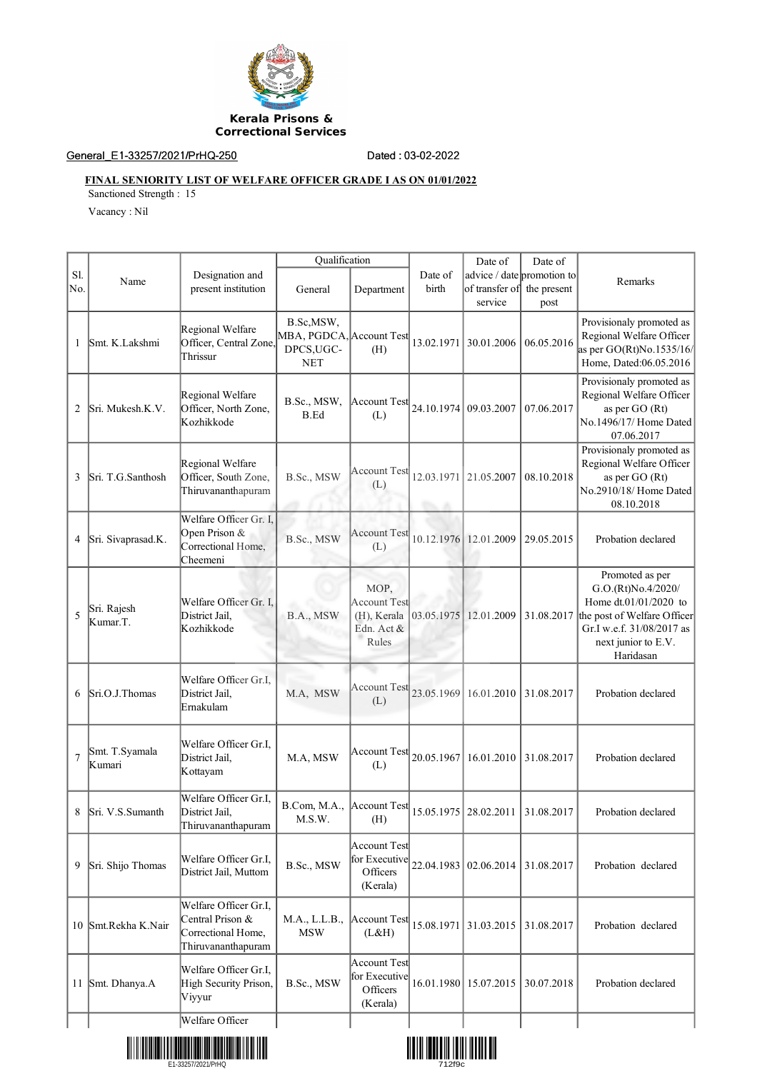Kerala Prisons &
Correctional Services

General_E1-33257/2021/PrHQ-250 Dated : 03-02-2022

**FINAL SENIORITY LIST OF WELFARE OFFICER GRADE I AS ON 01/01/2022**

Sanctioned Strength : 15

Vacancy : Nil

| Sl. No. | Name | Designation and present institution | Qualification | | Date of birth | Date of advice / date of transfer of service | Date of promotion to the present post | Remarks |
|---|---|---|---|---|---|---|---|---|
| | | | General | Department | | | | |
| 1 | Smt. K.Lakshmi | Regional Welfare Officer, Central Zone, Thrissur | B.Sc,MSW, MBA, PGDCA, DPCS,UGC-NET | Account Test (H) | 13.02.1971 | 30.01.2006 | 06.05.2016 | Provisionaly promoted as Regional Welfare Officer as per GO(Rt)No.1535/16/ Home, Dated:06.05.2016 |
| 2 | Sri. Mukesh.K.V. | Regional Welfare Officer, North Zone, Kozhikkode | B.Sc., MSW, B.Ed | Account Test (L) | 24.10.1974 | 09.03.2007 | 07.06.2017 | Provisionaly promoted as Regional Welfare Officer as per GO (Rt) No.1496/17/ Home Dated 07.06.2017 |
| 3 | Sri. T.G.Santhosh | Regional Welfare Officer, South Zone, Thiruvananthapuram | B.Sc., MSW | Account Test (L) | 12.03.1971 | 21.05.2007 | 08.10.2018 | Provisionaly promoted as Regional Welfare Officer as per GO (Rt) No.2910/18/ Home Dated 08.10.2018 |
| 4 | Sri. Sivaprasad.K. | Welfare Officer Gr. I, Open Prison & Correctional Home, Cheemeni | B.Sc., MSW | Account Test (L) | 10.12.1976 | 12.01.2009 | 29.05.2015 | Probation declared |
| 5 | Sri. Rajesh Kumar.T. | Welfare Officer Gr. I, District Jail, Kozhikkode | B.A., MSW | MOP, Account Test (H), Kerala Edn. Act & Rules | 03.05.1975 | 12.01.2009 | 31.08.2017 | Promoted as per G.O.(Rt)No.4/2020/ Home dt.01/01/2020 to the post of Welfare Officer Gr.I w.e.f. 31/08/2017 as next junior to E.V. Haridasan |
| 6 | Sri.O.J.Thomas | Welfare Officer Gr.I, District Jail, Ernakulam | M.A, MSW | Account Test (L) | 23.05.1969 | 16.01.2010 | 31.08.2017 | Probation declared |
| 7 | Smt. T.Syamala Kumari | Welfare Officer Gr.I, District Jail, Kottayam | M.A, MSW | Account Test (L) | 20.05.1967 | 16.01.2010 | 31.08.2017 | Probation declared |
| 8 | Sri. V.S.Sumanth | Welfare Officer Gr.I, District Jail, Thiruvananthapuram | B.Com, M.A., M.S.W. | Account Test (H) | 15.05.1975 | 28.02.2011 | 31.08.2017 | Probation declared |
| 9 | Sri. Shijo Thomas | Welfare Officer Gr.I, District Jail, Muttom | B.Sc., MSW | Account Test for Executive Officers (Kerala) | 22.04.1983 | 02.06.2014 | 31.08.2017 | Probation declared |
| 10 | Smt.Rekha K.Nair | Welfare Officer Gr.I, Central Prison & Correctional Home, Thiruvananthapuram | M.A., L.L.B., MSW | Account Test (L&H) | 15.08.1971 | 31.03.2015 | 31.08.2017 | Probation declared |
| 11 | Smt. Dhanya.A | Welfare Officer Gr.I, High Security Prison, Viyyur | B.Sc., MSW | Account Test for Executive Officers (Kerala) | 16.01.1980 | 15.07.2015 | 30.07.2018 | Probation declared |
| | | Welfare Officer | | | | | | |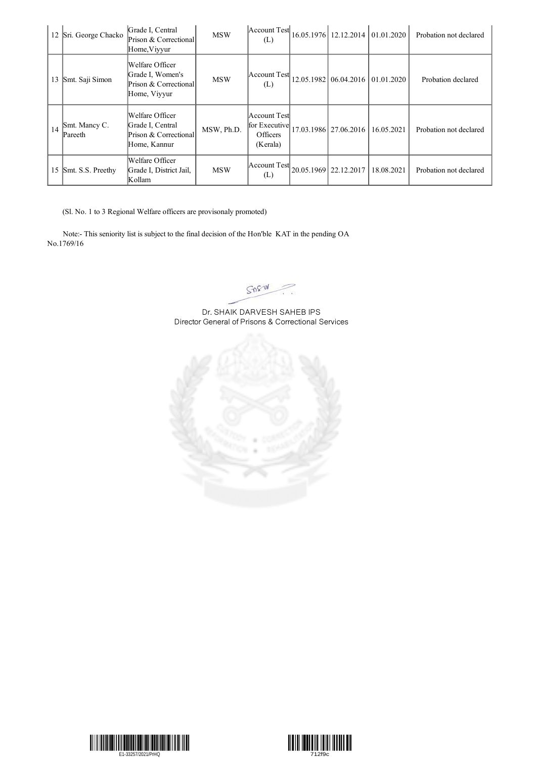| | | | | | | | | |
|---|---|---|---|---|---|---|---|---|
| 12 | Sri. George Chacko | Grade I, Central Prison & Correctional Home,Viyyur | MSW | Account Test (L) | 16.05.1976 | 12.12.2014 | 01.01.2020 | Probation not declared |
| 13 | Smt. Saji Simon | Welfare Officer Grade I, Women's Prison & Correctional Home, Viyyur | MSW | Account Test (L) | 12.05.1982 | 06.04.2016 | 01.01.2020 | Probation declared |
| 14 | Smt. Mancy C. Pareeth | Welfare Officer Grade I, Central Prison & Correctional Home, Kannur | MSW, Ph.D. | Account Test for Executive Officers (Kerala) | 17.03.1986 | 27.06.2016 | 16.05.2021 | Probation not declared |
| 15 | Smt. S.S. Preethy | Welfare Officer Grade I, District Jail, Kollam | MSW | Account Test (L) | 20.05.1969 | 22.12.2017 | 18.08.2021 | Probation not declared |

(Sl. No. 1 to 3 Regional Welfare officers are provisonaly promoted)

Note:- This seniority list is subject to the final decision of the Hon'ble KAT in the pending OA No.1769/16

Dr. SHAIK DARVESH SAHEB IPS
Director General of Prisons & Correctional Services

E1-33257/2021/PrHQ

712f9c